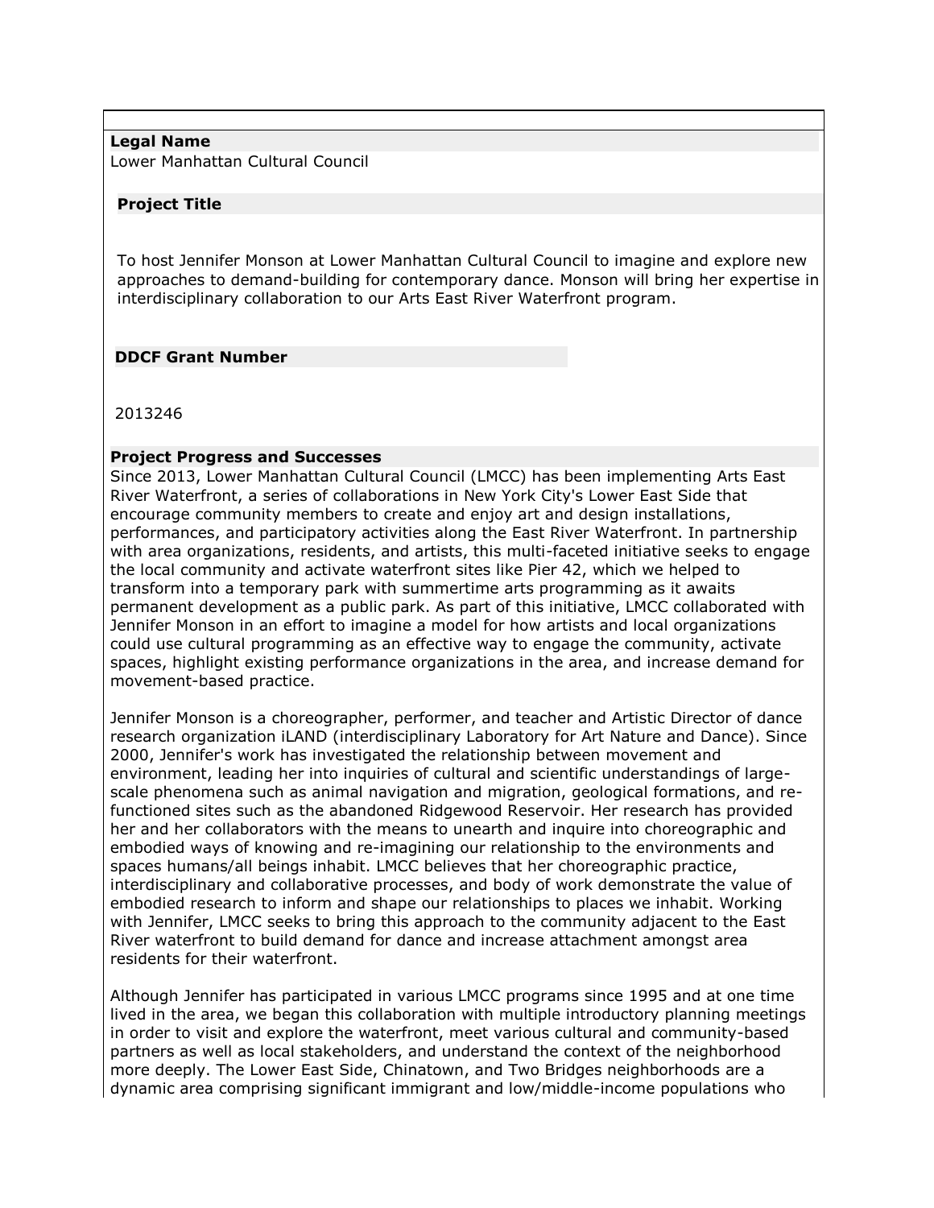**Legal Name**

Lower Manhattan Cultural Council

**Project Title**

To host Jennifer Monson at Lower Manhattan Cultural Council to imagine and explore new approaches to demand-building for contemporary dance. Monson will bring her expertise in interdisciplinary collaboration to our Arts East River Waterfront program.

**DDCF Grant Number**

2013246

**Project Progress and Successes**

Since 2013, Lower Manhattan Cultural Council (LMCC) has been implementing Arts East River Waterfront, a series of collaborations in New York City's Lower East Side that encourage community members to create and enjoy art and design installations, performances, and participatory activities along the East River Waterfront. In partnership with area organizations, residents, and artists, this multi-faceted initiative seeks to engage the local community and activate waterfront sites like Pier 42, which we helped to transform into a temporary park with summertime arts programming as it awaits permanent development as a public park. As part of this initiative, LMCC collaborated with Jennifer Monson in an effort to imagine a model for how artists and local organizations could use cultural programming as an effective way to engage the community, activate spaces, highlight existing performance organizations in the area, and increase demand for movement-based practice.

Jennifer Monson is a choreographer, performer, and teacher and Artistic Director of dance research organization iLAND (interdisciplinary Laboratory for Art Nature and Dance). Since 2000, Jennifer's work has investigated the relationship between movement and environment, leading her into inquiries of cultural and scientific understandings of large-scale phenomena such as animal navigation and migration, geological formations, and re-functioned sites such as the abandoned Ridgewood Reservoir. Her research has provided her and her collaborators with the means to unearth and inquire into choreographic and embodied ways of knowing and re-imagining our relationship to the environments and spaces humans/all beings inhabit. LMCC believes that her choreographic practice, interdisciplinary and collaborative processes, and body of work demonstrate the value of embodied research to inform and shape our relationships to places we inhabit. Working with Jennifer, LMCC seeks to bring this approach to the community adjacent to the East River waterfront to build demand for dance and increase attachment amongst area residents for their waterfront.

Although Jennifer has participated in various LMCC programs since 1995 and at one time lived in the area, we began this collaboration with multiple introductory planning meetings in order to visit and explore the waterfront, meet various cultural and community-based partners as well as local stakeholders, and understand the context of the neighborhood more deeply. The Lower East Side, Chinatown, and Two Bridges neighborhoods are a dynamic area comprising significant immigrant and low/middle-income populations who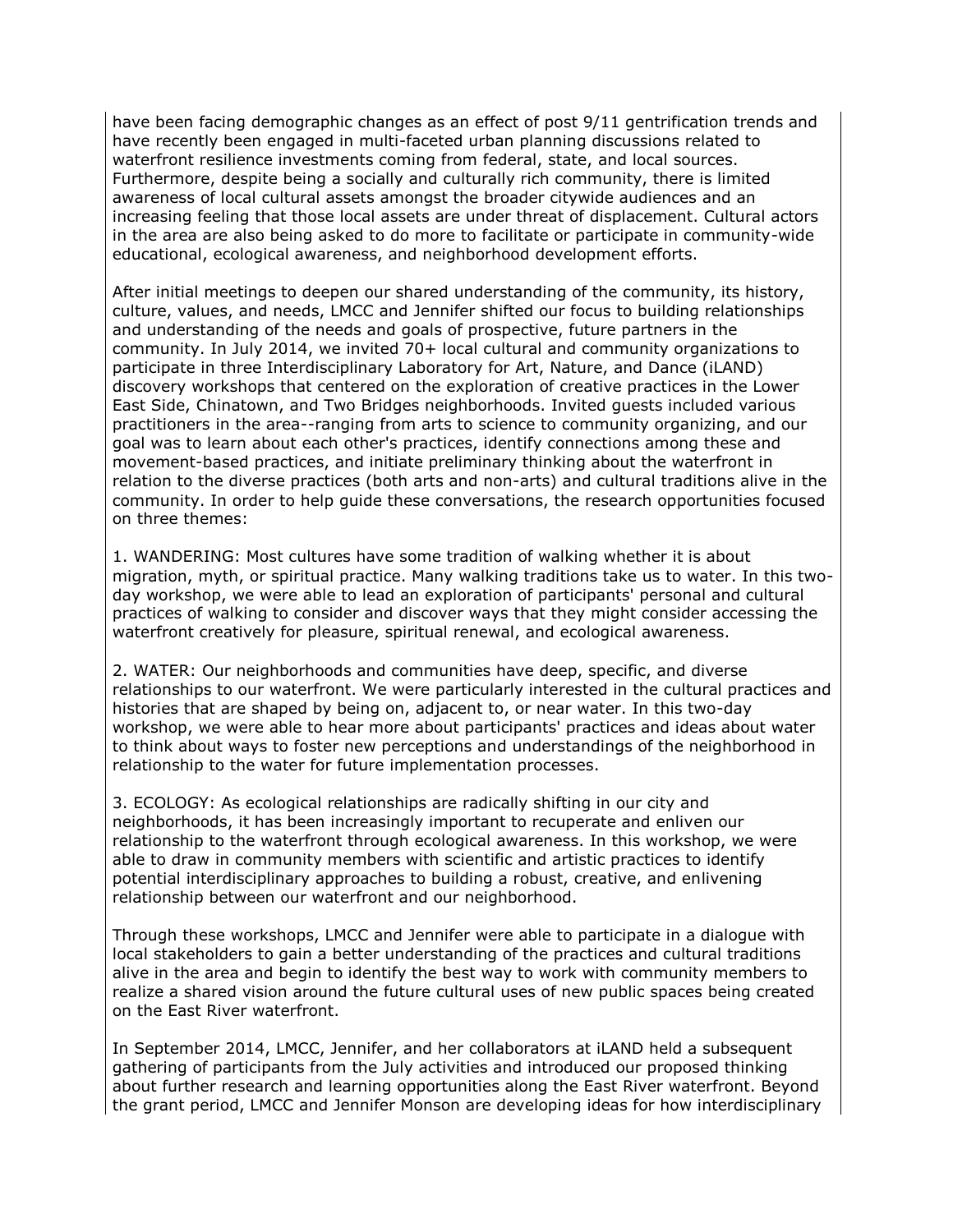have been facing demographic changes as an effect of post 9/11 gentrification trends and have recently been engaged in multi-faceted urban planning discussions related to waterfront resilience investments coming from federal, state, and local sources. Furthermore, despite being a socially and culturally rich community, there is limited awareness of local cultural assets amongst the broader citywide audiences and an increasing feeling that those local assets are under threat of displacement. Cultural actors in the area are also being asked to do more to facilitate or participate in community-wide educational, ecological awareness, and neighborhood development efforts.

After initial meetings to deepen our shared understanding of the community, its history, culture, values, and needs, LMCC and Jennifer shifted our focus to building relationships and understanding of the needs and goals of prospective, future partners in the community. In July 2014, we invited 70+ local cultural and community organizations to participate in three Interdisciplinary Laboratory for Art, Nature, and Dance (iLAND) discovery workshops that centered on the exploration of creative practices in the Lower East Side, Chinatown, and Two Bridges neighborhoods. Invited guests included various practitioners in the area--ranging from arts to science to community organizing, and our goal was to learn about each other's practices, identify connections among these and movement-based practices, and initiate preliminary thinking about the waterfront in relation to the diverse practices (both arts and non-arts) and cultural traditions alive in the community. In order to help guide these conversations, the research opportunities focused on three themes:

1. WANDERING: Most cultures have some tradition of walking whether it is about migration, myth, or spiritual practice. Many walking traditions take us to water. In this two-day workshop, we were able to lead an exploration of participants' personal and cultural practices of walking to consider and discover ways that they might consider accessing the waterfront creatively for pleasure, spiritual renewal, and ecological awareness.

2. WATER: Our neighborhoods and communities have deep, specific, and diverse relationships to our waterfront. We were particularly interested in the cultural practices and histories that are shaped by being on, adjacent to, or near water. In this two-day workshop, we were able to hear more about participants' practices and ideas about water to think about ways to foster new perceptions and understandings of the neighborhood in relationship to the water for future implementation processes.

3. ECOLOGY: As ecological relationships are radically shifting in our city and neighborhoods, it has been increasingly important to recuperate and enliven our relationship to the waterfront through ecological awareness. In this workshop, we were able to draw in community members with scientific and artistic practices to identify potential interdisciplinary approaches to building a robust, creative, and enlivening relationship between our waterfront and our neighborhood.

Through these workshops, LMCC and Jennifer were able to participate in a dialogue with local stakeholders to gain a better understanding of the practices and cultural traditions alive in the area and begin to identify the best way to work with community members to realize a shared vision around the future cultural uses of new public spaces being created on the East River waterfront.

In September 2014, LMCC, Jennifer, and her collaborators at iLAND held a subsequent gathering of participants from the July activities and introduced our proposed thinking about further research and learning opportunities along the East River waterfront. Beyond the grant period, LMCC and Jennifer Monson are developing ideas for how interdisciplinary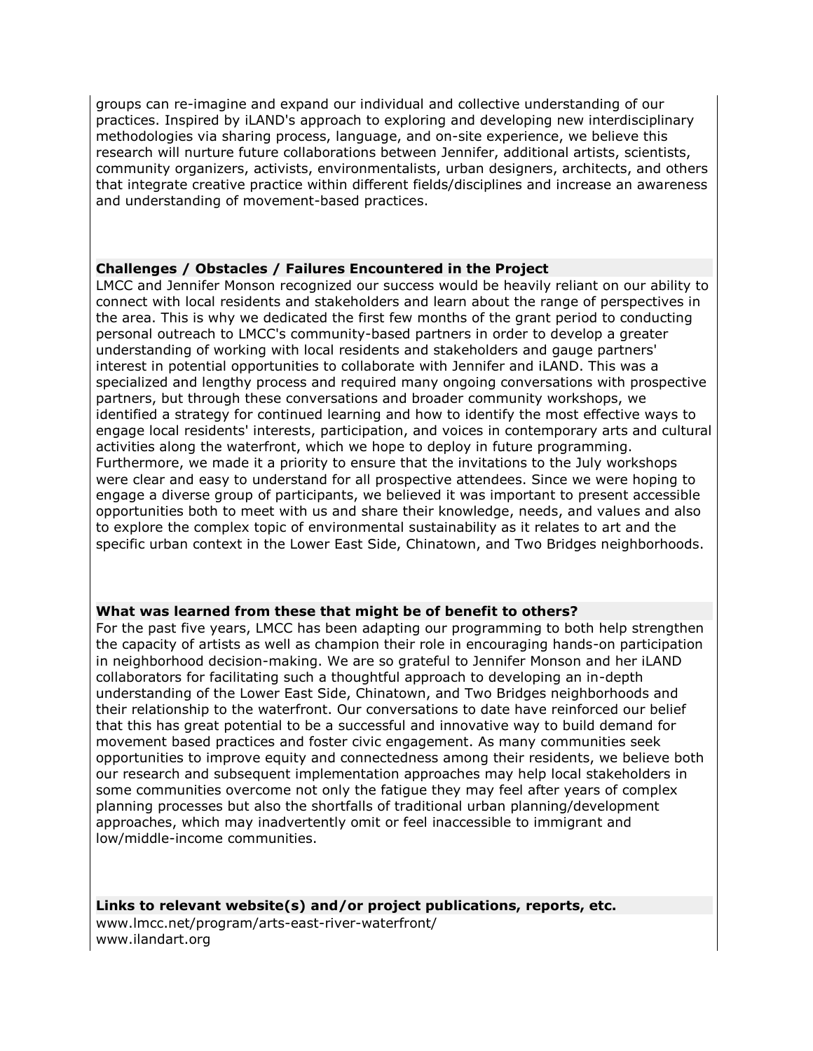groups can re-imagine and expand our individual and collective understanding of our practices. Inspired by iLAND's approach to exploring and developing new interdisciplinary methodologies via sharing process, language, and on-site experience, we believe this research will nurture future collaborations between Jennifer, additional artists, scientists, community organizers, activists, environmentalists, urban designers, architects, and others that integrate creative practice within different fields/disciplines and increase an awareness and understanding of movement-based practices.

**Challenges / Obstacles / Failures Encountered in the Project**

LMCC and Jennifer Monson recognized our success would be heavily reliant on our ability to connect with local residents and stakeholders and learn about the range of perspectives in the area. This is why we dedicated the first few months of the grant period to conducting personal outreach to LMCC's community-based partners in order to develop a greater understanding of working with local residents and stakeholders and gauge partners' interest in potential opportunities to collaborate with Jennifer and iLAND. This was a specialized and lengthy process and required many ongoing conversations with prospective partners, but through these conversations and broader community workshops, we identified a strategy for continued learning and how to identify the most effective ways to engage local residents' interests, participation, and voices in contemporary arts and cultural activities along the waterfront, which we hope to deploy in future programming. Furthermore, we made it a priority to ensure that the invitations to the July workshops were clear and easy to understand for all prospective attendees. Since we were hoping to engage a diverse group of participants, we believed it was important to present accessible opportunities both to meet with us and share their knowledge, needs, and values and also to explore the complex topic of environmental sustainability as it relates to art and the specific urban context in the Lower East Side, Chinatown, and Two Bridges neighborhoods.

**What was learned from these that might be of benefit to others?**

For the past five years, LMCC has been adapting our programming to both help strengthen the capacity of artists as well as champion their role in encouraging hands-on participation in neighborhood decision-making. We are so grateful to Jennifer Monson and her iLAND collaborators for facilitating such a thoughtful approach to developing an in-depth understanding of the Lower East Side, Chinatown, and Two Bridges neighborhoods and their relationship to the waterfront. Our conversations to date have reinforced our belief that this has great potential to be a successful and innovative way to build demand for movement based practices and foster civic engagement. As many communities seek opportunities to improve equity and connectedness among their residents, we believe both our research and subsequent implementation approaches may help local stakeholders in some communities overcome not only the fatigue they may feel after years of complex planning processes but also the shortfalls of traditional urban planning/development approaches, which may inadvertently omit or feel inaccessible to immigrant and low/middle-income communities.

**Links to relevant website(s) and/or project publications, reports, etc.**

www.lmcc.net/program/arts-east-river-waterfront/
www.ilandart.org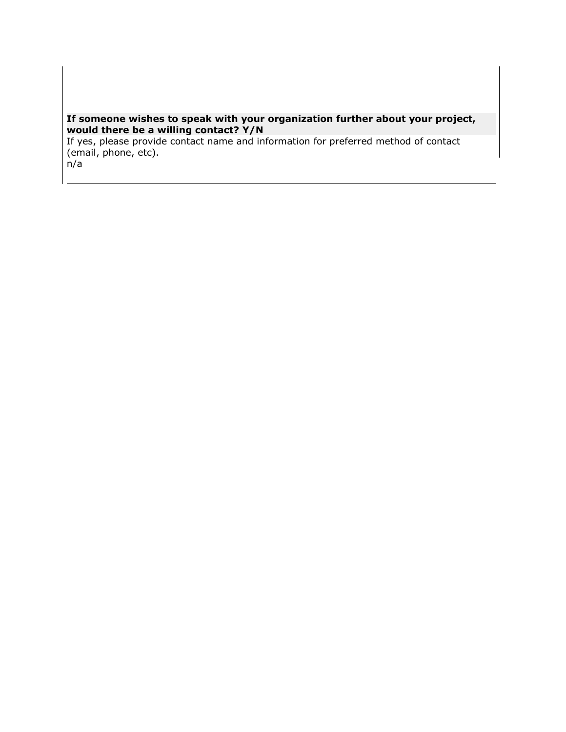**If someone wishes to speak with your organization further about your project, would there be a willing contact? Y/N**

If yes, please provide contact name and information for preferred method of contact (email, phone, etc).

n/a